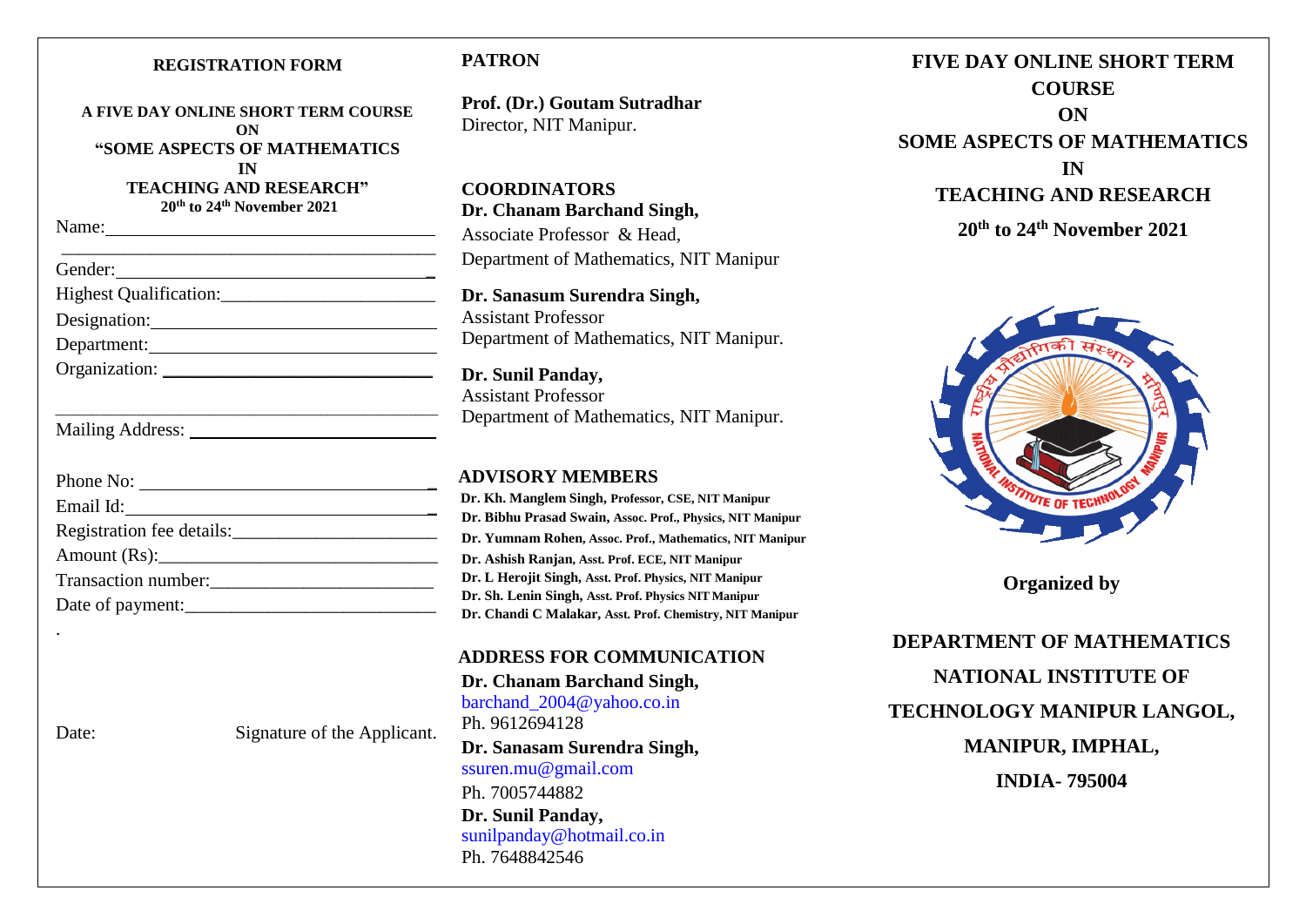## REGISTRATION FORM

**A FIVE DAY ONLINE SHORT TERM COURSE ON "SOME ASPECTS OF MATHEMATICS IN TEACHING AND RESEARCH"**

**20th to 24th November 2021**

Name:\_\_\_\_\_\_\_\_\_\_\_\_\_\_\_\_\_\_\_\_\_\_\_\_\_\_\_\_\_\_\_\_\_\_\_\_

\_\_\_\_\_\_\_\_\_\_\_\_\_\_\_\_\_\_\_\_\_\_\_\_\_\_\_\_\_\_\_\_\_\_\_\_\_\_\_\_

Gender:\_\_\_\_\_\_\_\_\_\_\_\_\_\_\_\_\_\_\_\_\_\_\_\_\_\_\_\_\_\_\_\_\_\_

Highest Qualification:\_\_\_\_\_\_\_\_\_\_\_\_\_\_\_\_\_\_\_\_\_\_

Designation:\_\_\_\_\_\_\_\_\_\_\_\_\_\_\_\_\_\_\_\_\_\_\_\_\_\_\_\_\_\_

Department:\_\_\_\_\_\_\_\_\_\_\_\_\_\_\_\_\_\_\_\_\_\_\_\_\_\_\_\_\_\_

Organization: \_\_\_\_\_\_\_\_\_\_\_\_\_\_\_\_\_\_\_\_\_\_\_\_\_\_\_\_

\_\_\_\_\_\_\_\_\_\_\_\_\_\_\_\_\_\_\_\_\_\_\_\_\_\_\_\_\_\_\_\_\_\_\_\_\_\_\_\_

Mailing Address: \_\_\_\_\_\_\_\_\_\_\_\_\_\_\_\_\_\_\_\_\_\_\_\_\_

Phone No: \_\_\_\_\_\_\_\_\_\_\_\_\_\_\_\_\_\_\_\_\_\_\_\_\_\_\_\_\_\_\_

Email Id:\_\_\_\_\_\_\_\_\_\_\_\_\_\_\_\_\_\_\_\_\_\_\_\_\_\_\_\_\_\_\_\_\_

Registration fee details:\_\_\_\_\_\_\_\_\_\_\_\_\_\_\_\_\_\_\_\_\_

Amount (Rs):\_\_\_\_\_\_\_\_\_\_\_\_\_\_\_\_\_\_\_\_\_\_\_\_\_\_\_\_\_

Transaction number:\_\_\_\_\_\_\_\_\_\_\_\_\_\_\_\_\_\_\_\_\_\_\_

Date of payment:\_\_\_\_\_\_\_\_\_\_\_\_\_\_\_\_\_\_\_\_\_\_\_\_\_\_

Date: Signature of the Applicant.

## PATRON

**Prof. (Dr.) Goutam Sutradhar**
Director, NIT Manipur.

## COORDINATORS

**Dr. Chanam Barchand Singh,**
Associate Professor & Head,
Department of Mathematics, NIT Manipur

**Dr. Sanasum Surendra Singh,**
Assistant Professor
Department of Mathematics, NIT Manipur.

**Dr. Sunil Panday,**
Assistant Professor
Department of Mathematics, NIT Manipur.

## ADVISORY MEMBERS

- **Dr. Kh. Manglem Singh,** Professor, CSE, NIT Manipur
- **Dr. Bibhu Prasad Swain,** Assoc. Prof., Physics, NIT Manipur
- **Dr. Yumnam Rohen,** Assoc. Prof., Mathematics, NIT Manipur
- **Dr. Ashish Ranjan,** Asst. Prof. ECE, NIT Manipur
- **Dr. L Herojit Singh,** Asst. Prof. Physics, NIT Manipur
- **Dr. Sh. Lenin Singh,** Asst. Prof. Physics NIT Manipur
- **Dr. Chandi C Malakar,** Asst. Prof. Chemistry, NIT Manipur

## ADDRESS FOR COMMUNICATION

**Dr. Chanam Barchand Singh,**
barchand_2004@yahoo.co.in
Ph. 9612694128

**Dr. Sanasam Surendra Singh,**
ssuren.mu@gmail.com
Ph. 7005744882

**Dr. Sunil Panday,**
sunilpanday@hotmail.co.in
Ph. 7648842546

# FIVE DAY ONLINE SHORT TERM COURSE ON SOME ASPECTS OF MATHEMATICS IN TEACHING AND RESEARCH

**20th to 24th November 2021**

**Organized by**

**DEPARTMENT OF MATHEMATICS**

**NATIONAL INSTITUTE OF TECHNOLOGY MANIPUR LANGOL, MANIPUR, IMPHAL, INDIA- 795004**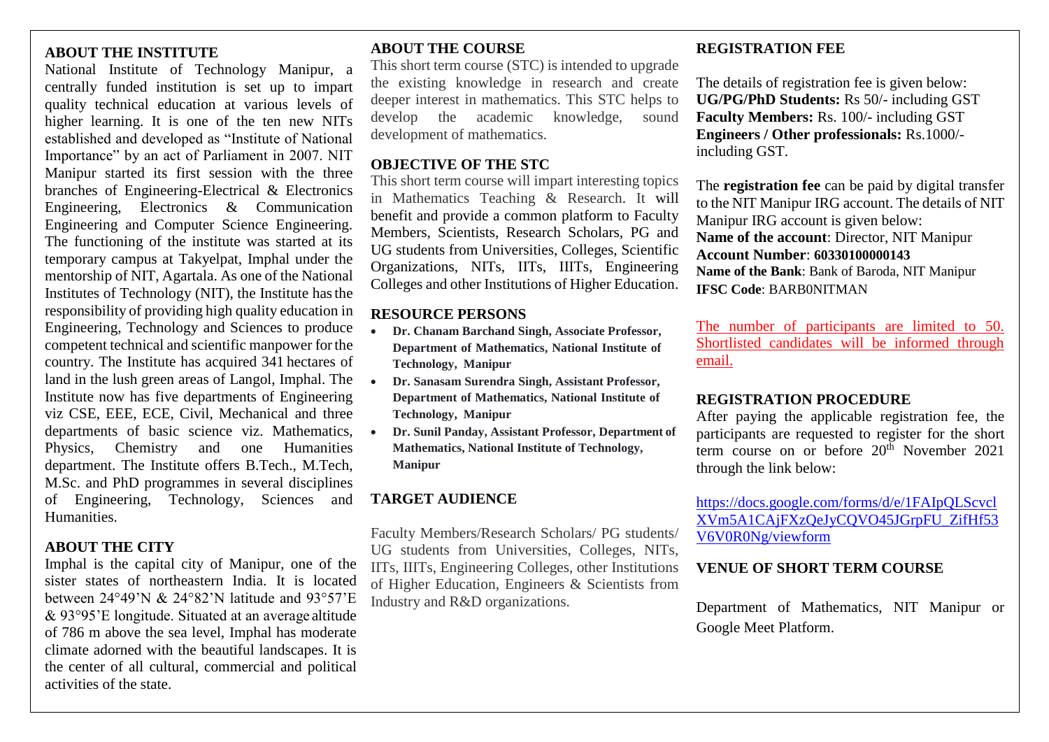## ABOUT THE INSTITUTE

National Institute of Technology Manipur, a centrally funded institution is set up to impart quality technical education at various levels of higher learning. It is one of the ten new NITs established and developed as "Institute of National Importance" by an act of Parliament in 2007. NIT Manipur started its first session with the three branches of Engineering-Electrical & Electronics Engineering, Electronics & Communication Engineering and Computer Science Engineering. The functioning of the institute was started at its temporary campus at Takyelpat, Imphal under the mentorship of NIT, Agartala. As one of the National Institutes of Technology (NIT), the Institute has the responsibility of providing high quality education in Engineering, Technology and Sciences to produce competent technical and scientific manpower for the country. The Institute has acquired 341 hectares of land in the lush green areas of Langol, Imphal. The Institute now has five departments of Engineering viz CSE, EEE, ECE, Civil, Mechanical and three departments of basic science viz. Mathematics, Physics, Chemistry and one Humanities department. The Institute offers B.Tech., M.Tech, M.Sc. and PhD programmes in several disciplines of Engineering, Technology, Sciences and Humanities.

## ABOUT THE CITY

Imphal is the capital city of Manipur, one of the sister states of northeastern India. It is located between 24°49'N & 24°82'N latitude and 93°57'E & 93°95'E longitude. Situated at an average altitude of 786 m above the sea level, Imphal has moderate climate adorned with the beautiful landscapes. It is the center of all cultural, commercial and political activities of the state.

## ABOUT THE COURSE

This short term course (STC) is intended to upgrade the existing knowledge in research and create deeper interest in mathematics. This STC helps to develop the academic knowledge, sound development of mathematics.

## OBJECTIVE OF THE STC

This short term course will impart interesting topics in Mathematics Teaching & Research. It will benefit and provide a common platform to Faculty Members, Scientists, Research Scholars, PG and UG students from Universities, Colleges, Scientific Organizations, NITs, IITs, IIITs, Engineering Colleges and other Institutions of Higher Education.

## RESOURCE PERSONS

- **Dr. Chanam Barchand Singh, Associate Professor, Department of Mathematics, National Institute of Technology, Manipur**
- **Dr. Sanasam Surendra Singh, Assistant Professor, Department of Mathematics, National Institute of Technology, Manipur**
- **Dr. Sunil Panday, Assistant Professor, Department of Mathematics, National Institute of Technology, Manipur**

## TARGET AUDIENCE

Faculty Members/Research Scholars/ PG students/ UG students from Universities, Colleges, NITs, IITs, IIITs, Engineering Colleges, other Institutions of Higher Education, Engineers & Scientists from Industry and R&D organizations.

## REGISTRATION FEE

The details of registration fee is given below:
**UG/PG/PhD Students:** Rs 50/- including GST
**Faculty Members:** Rs. 100/- including GST
**Engineers / Other professionals:** Rs.1000/- including GST.

The **registration fee** can be paid by digital transfer to the NIT Manipur IRG account. The details of NIT Manipur IRG account is given below:
**Name of the account**: Director, NIT Manipur
**Account Number**: **60330100000143**
**Name of the Bank**: Bank of Baroda, NIT Manipur
**IFSC Code**: BARB0NITMAN

The number of participants are limited to 50. Shortlisted candidates will be informed through email.

## REGISTRATION PROCEDURE

After paying the applicable registration fee, the participants are requested to register for the short term course on or before 20th November 2021 through the link below:

https://docs.google.com/forms/d/e/1FAIpQLScvclXVm5A1CAjFXzQeJyCQVO45JGrpFU_ZifHf53V6V0R0Ng/viewform

## VENUE OF SHORT TERM COURSE

Department of Mathematics, NIT Manipur or Google Meet Platform.